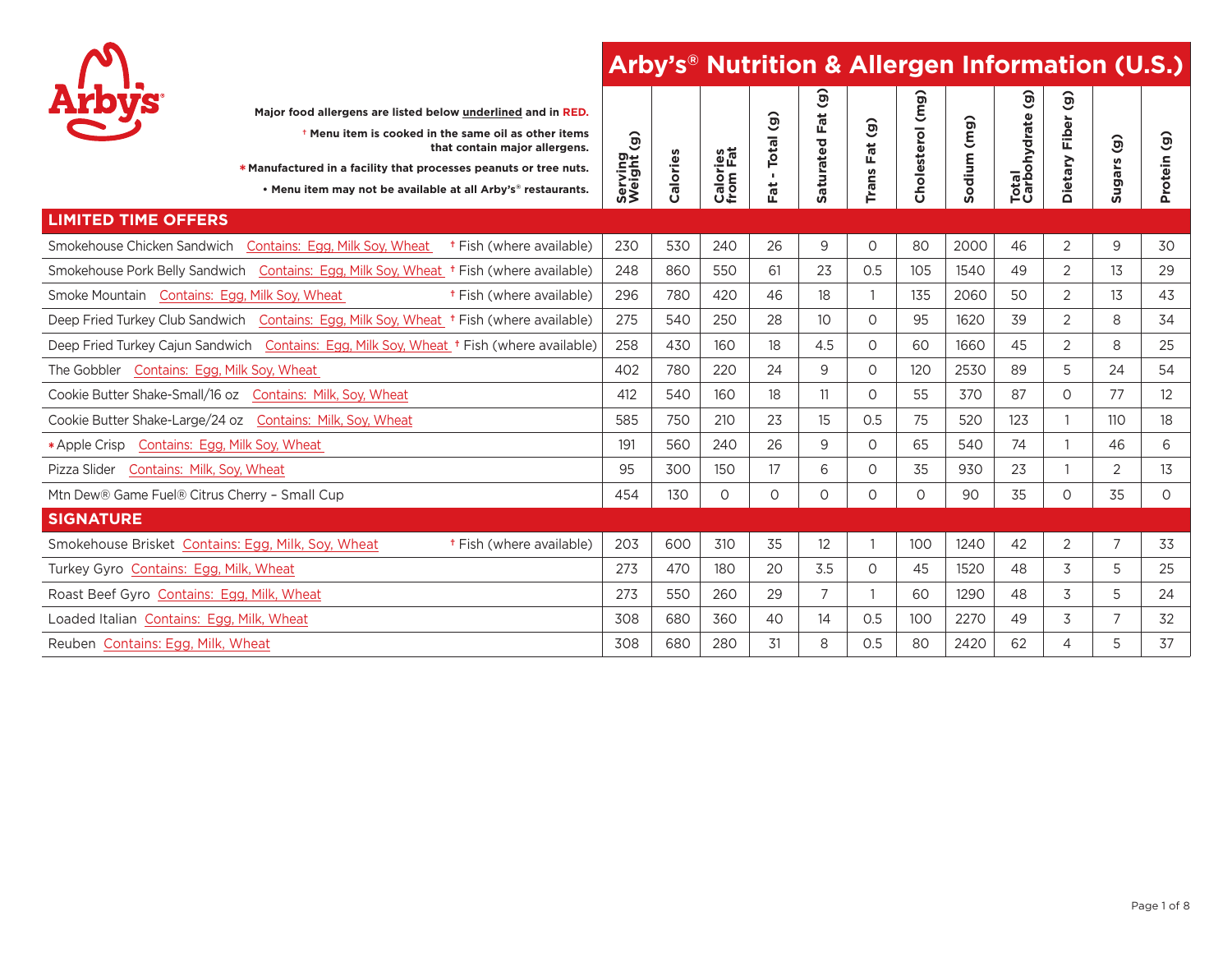# Arby's® Nutrition & Allergen Information (U.S.)

Major food allergens are listed below underlined and in **RED.**

† Menu item is cooked in the same oil as other items that contain major allergens.

* Manufactured in a facility that processes peanuts or tree nuts.

• Menu item may not be available at all Arby's® restaurants.

| | Serving Weight (g) | Calories | Calories from Fat | Fat - Total (g) | Saturated Fat (g) | Trans Fat (g) | Cholesterol (mg) | Sodium (mg) | Total Carbohydrate (g) | Dietary Fiber (g) | Sugars (g) | Protein (g) |
|---|---|---|---|---|---|---|---|---|---|---|---|---|
| **LIMITED TIME OFFERS** | | | | | | | | | | | | |
| Smokehouse Chicken Sandwich Contains: Egg, Milk Soy, Wheat † Fish (where available) | 230 | 530 | 240 | 26 | 9 | 0 | 80 | 2000 | 46 | 2 | 9 | 30 |
| Smokehouse Pork Belly Sandwich Contains: Egg, Milk Soy, Wheat † Fish (where available) | 248 | 860 | 550 | 61 | 23 | 0.5 | 105 | 1540 | 49 | 2 | 13 | 29 |
| Smoke Mountain Contains: Egg, Milk Soy, Wheat † Fish (where available) | 296 | 780 | 420 | 46 | 18 | 1 | 135 | 2060 | 50 | 2 | 13 | 43 |
| Deep Fried Turkey Club Sandwich Contains: Egg, Milk Soy, Wheat † Fish (where available) | 275 | 540 | 250 | 28 | 10 | 0 | 95 | 1620 | 39 | 2 | 8 | 34 |
| Deep Fried Turkey Cajun Sandwich Contains: Egg, Milk Soy, Wheat † Fish (where available) | 258 | 430 | 160 | 18 | 4.5 | 0 | 60 | 1660 | 45 | 2 | 8 | 25 |
| The Gobbler Contains: Egg, Milk Soy, Wheat | 402 | 780 | 220 | 24 | 9 | 0 | 120 | 2530 | 89 | 5 | 24 | 54 |
| Cookie Butter Shake-Small/16 oz Contains: Milk, Soy, Wheat | 412 | 540 | 160 | 18 | 11 | 0 | 55 | 370 | 87 | 0 | 77 | 12 |
| Cookie Butter Shake-Large/24 oz Contains: Milk, Soy, Wheat | 585 | 750 | 210 | 23 | 15 | 0.5 | 75 | 520 | 123 | 1 | 110 | 18 |
| * Apple Crisp Contains: Egg, Milk Soy, Wheat | 191 | 560 | 240 | 26 | 9 | 0 | 65 | 540 | 74 | 1 | 46 | 6 |
| Pizza Slider Contains: Milk, Soy, Wheat | 95 | 300 | 150 | 17 | 6 | 0 | 35 | 930 | 23 | 1 | 2 | 13 |
| Mtn Dew® Game Fuel® Citrus Cherry – Small Cup | 454 | 130 | 0 | 0 | 0 | 0 | 0 | 90 | 35 | 0 | 35 | 0 |
| **SIGNATURE** | | | | | | | | | | | | |
| Smokehouse Brisket Contains: Egg, Milk, Soy, Wheat † Fish (where available) | 203 | 600 | 310 | 35 | 12 | 1 | 100 | 1240 | 42 | 2 | 7 | 33 |
| Turkey Gyro Contains: Egg, Milk, Wheat | 273 | 470 | 180 | 20 | 3.5 | 0 | 45 | 1520 | 48 | 3 | 5 | 25 |
| Roast Beef Gyro Contains: Egg, Milk, Wheat | 273 | 550 | 260 | 29 | 7 | 1 | 60 | 1290 | 48 | 3 | 5 | 24 |
| Loaded Italian Contains: Egg, Milk, Wheat | 308 | 680 | 360 | 40 | 14 | 0.5 | 100 | 2270 | 49 | 3 | 7 | 32 |
| Reuben Contains: Egg, Milk, Wheat | 308 | 680 | 280 | 31 | 8 | 0.5 | 80 | 2420 | 62 | 4 | 5 | 37 |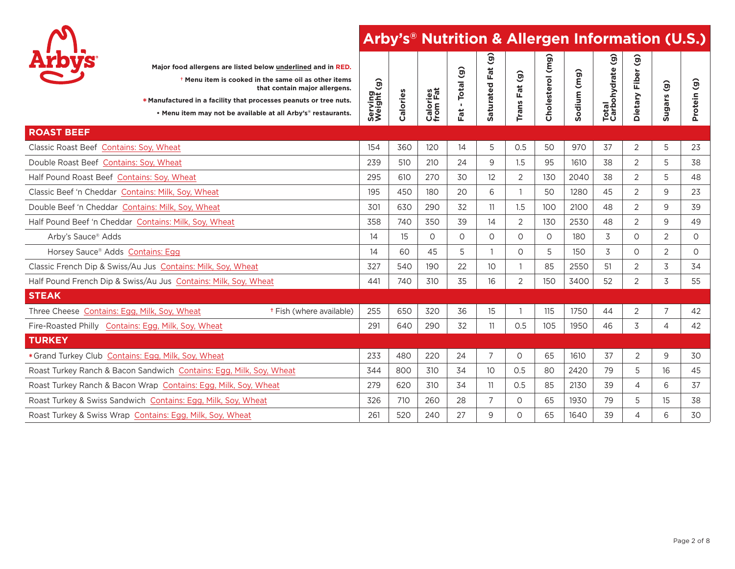# Arby's® Nutrition & Allergen Information (U.S.)

**Major food allergens are listed below underlined and in RED.**

**† Menu item is cooked in the same oil as other items that contain major allergens.**

*** Manufactured in a facility that processes peanuts or tree nuts.**

**• Menu item may not be available at all Arby's® restaurants.**

| | Serving Weight (g) | Calories | Calories from Fat | Fat - Total (g) | Saturated Fat (g) | Trans Fat (g) | Cholesterol (mg) | Sodium (mg) | Total Carbohydrate (g) | Dietary Fiber (g) | Sugars (g) | Protein (g) |
|---|---|---|---|---|---|---|---|---|---|---|---|---|
| **ROAST BEEF** | | | | | | | | | | | | |
| Classic Roast Beef Contains: Soy, Wheat | 154 | 360 | 120 | 14 | 5 | 0.5 | 50 | 970 | 37 | 2 | 5 | 23 |
| Double Roast Beef Contains: Soy, Wheat | 239 | 510 | 210 | 24 | 9 | 1.5 | 95 | 1610 | 38 | 2 | 5 | 38 |
| Half Pound Roast Beef Contains: Soy, Wheat | 295 | 610 | 270 | 30 | 12 | 2 | 130 | 2040 | 38 | 2 | 5 | 48 |
| Classic Beef 'n Cheddar Contains: Milk, Soy, Wheat | 195 | 450 | 180 | 20 | 6 | 1 | 50 | 1280 | 45 | 2 | 9 | 23 |
| Double Beef 'n Cheddar Contains: Milk, Soy, Wheat | 301 | 630 | 290 | 32 | 11 | 1.5 | 100 | 2100 | 48 | 2 | 9 | 39 |
| Half Pound Beef 'n Cheddar Contains: Milk, Soy, Wheat | 358 | 740 | 350 | 39 | 14 | 2 | 130 | 2530 | 48 | 2 | 9 | 49 |
| Arby's Sauce® Adds | 14 | 15 | 0 | 0 | 0 | 0 | 0 | 180 | 3 | 0 | 2 | 0 |
| Horsey Sauce® Adds Contains: Egg | 14 | 60 | 45 | 5 | 1 | 0 | 5 | 150 | 3 | 0 | 2 | 0 |
| Classic French Dip & Swiss/Au Jus Contains: Milk, Soy, Wheat | 327 | 540 | 190 | 22 | 10 | 1 | 85 | 2550 | 51 | 2 | 3 | 34 |
| Half Pound French Dip & Swiss/Au Jus Contains: Milk, Soy, Wheat | 441 | 740 | 310 | 35 | 16 | 2 | 150 | 3400 | 52 | 2 | 3 | 55 |
| **STEAK** | | | | | | | | | | | | |
| Three Cheese Contains: Egg, Milk, Soy, Wheat † Fish (where available) | 255 | 650 | 320 | 36 | 15 | 1 | 115 | 1750 | 44 | 2 | 7 | 42 |
| Fire-Roasted Philly Contains: Egg, Milk, Soy, Wheat | 291 | 640 | 290 | 32 | 11 | 0.5 | 105 | 1950 | 46 | 3 | 4 | 42 |
| **TURKEY** | | | | | | | | | | | | |
| * Grand Turkey Club Contains: Egg, Milk, Soy, Wheat | 233 | 480 | 220 | 24 | 7 | 0 | 65 | 1610 | 37 | 2 | 9 | 30 |
| Roast Turkey Ranch & Bacon Sandwich Contains: Egg, Milk, Soy, Wheat | 344 | 800 | 310 | 34 | 10 | 0.5 | 80 | 2420 | 79 | 5 | 16 | 45 |
| Roast Turkey Ranch & Bacon Wrap Contains: Egg, Milk, Soy, Wheat | 279 | 620 | 310 | 34 | 11 | 0.5 | 85 | 2130 | 39 | 4 | 6 | 37 |
| Roast Turkey & Swiss Sandwich Contains: Egg, Milk, Soy, Wheat | 326 | 710 | 260 | 28 | 7 | 0 | 65 | 1930 | 79 | 5 | 15 | 38 |
| Roast Turkey & Swiss Wrap Contains: Egg, Milk, Soy, Wheat | 261 | 520 | 240 | 27 | 9 | 0 | 65 | 1640 | 39 | 4 | 6 | 30 |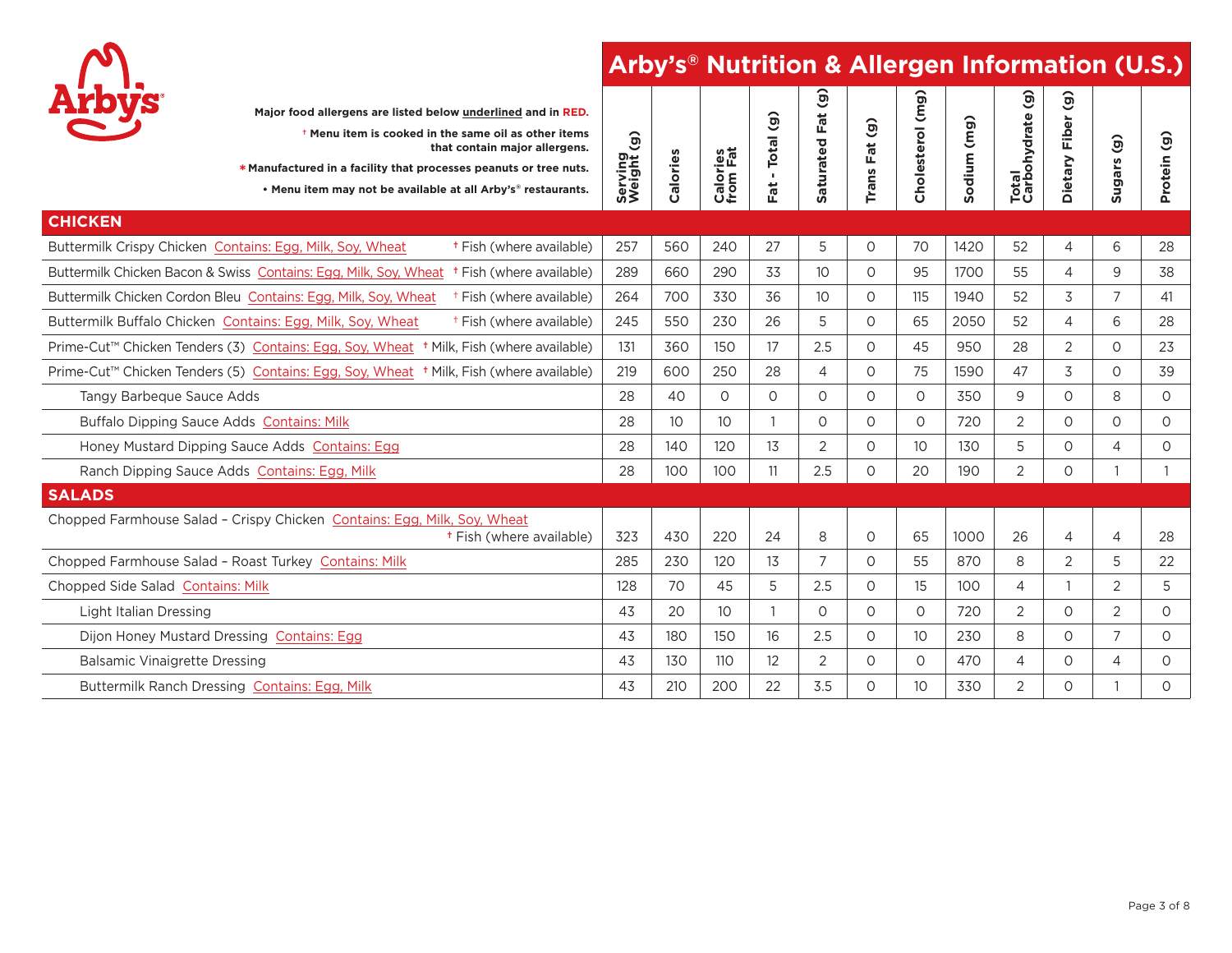# Arby's® Nutrition & Allergen Information (U.S.)

**Major food allergens are listed below underlined and in RED.**

**† Menu item is cooked in the same oil as other items that contain major allergens.**

**\* Manufactured in a facility that processes peanuts or tree nuts.**

**• Menu item may not be available at all Arby's® restaurants.**

| | Serving Weight (g) | Calories | Calories from Fat | Fat - Total (g) | Saturated Fat (g) | Trans Fat (g) | Cholesterol (mg) | Sodium (mg) | Total Carbohydrate (g) | Dietary Fiber (g) | Sugars (g) | Protein (g) |
|---|---|---|---|---|---|---|---|---|---|---|---|---|
| **CHICKEN** | | | | | | | | | | | | |
| Buttermilk Crispy Chicken Contains: Egg, Milk, Soy, Wheat † Fish (where available) | 257 | 560 | 240 | 27 | 5 | 0 | 70 | 1420 | 52 | 4 | 6 | 28 |
| Buttermilk Chicken Bacon & Swiss Contains: Egg, Milk, Soy, Wheat † Fish (where available) | 289 | 660 | 290 | 33 | 10 | 0 | 95 | 1700 | 55 | 4 | 9 | 38 |
| Buttermilk Chicken Cordon Bleu Contains: Egg, Milk, Soy, Wheat † Fish (where available) | 264 | 700 | 330 | 36 | 10 | 0 | 115 | 1940 | 52 | 3 | 7 | 41 |
| Buttermilk Buffalo Chicken Contains: Egg, Milk, Soy, Wheat † Fish (where available) | 245 | 550 | 230 | 26 | 5 | 0 | 65 | 2050 | 52 | 4 | 6 | 28 |
| Prime-Cut™ Chicken Tenders (3) Contains: Egg, Soy, Wheat † Milk, Fish (where available) | 131 | 360 | 150 | 17 | 2.5 | 0 | 45 | 950 | 28 | 2 | 0 | 23 |
| Prime-Cut™ Chicken Tenders (5) Contains: Egg, Soy, Wheat † Milk, Fish (where available) | 219 | 600 | 250 | 28 | 4 | 0 | 75 | 1590 | 47 | 3 | 0 | 39 |
| Tangy Barbeque Sauce Adds | 28 | 40 | 0 | 0 | 0 | 0 | 0 | 350 | 9 | 0 | 8 | 0 |
| Buffalo Dipping Sauce Adds Contains: Milk | 28 | 10 | 10 | 1 | 0 | 0 | 0 | 720 | 2 | 0 | 0 | 0 |
| Honey Mustard Dipping Sauce Adds Contains: Egg | 28 | 140 | 120 | 13 | 2 | 0 | 10 | 130 | 5 | 0 | 4 | 0 |
| Ranch Dipping Sauce Adds Contains: Egg, Milk | 28 | 100 | 100 | 11 | 2.5 | 0 | 20 | 190 | 2 | 0 | 1 | 1 |
| **SALADS** | | | | | | | | | | | | |
| Chopped Farmhouse Salad – Crispy Chicken Contains: Egg, Milk, Soy, Wheat † Fish (where available) | 323 | 430 | 220 | 24 | 8 | 0 | 65 | 1000 | 26 | 4 | 4 | 28 |
| Chopped Farmhouse Salad – Roast Turkey Contains: Milk | 285 | 230 | 120 | 13 | 7 | 0 | 55 | 870 | 8 | 2 | 5 | 22 |
| Chopped Side Salad Contains: Milk | 128 | 70 | 45 | 5 | 2.5 | 0 | 15 | 100 | 4 | 1 | 2 | 5 |
| Light Italian Dressing | 43 | 20 | 10 | 1 | 0 | 0 | 0 | 720 | 2 | 0 | 2 | 0 |
| Dijon Honey Mustard Dressing Contains: Egg | 43 | 180 | 150 | 16 | 2.5 | 0 | 10 | 230 | 8 | 0 | 7 | 0 |
| Balsamic Vinaigrette Dressing | 43 | 130 | 110 | 12 | 2 | 0 | 0 | 470 | 4 | 0 | 4 | 0 |
| Buttermilk Ranch Dressing Contains: Egg, Milk | 43 | 210 | 200 | 22 | 3.5 | 0 | 10 | 330 | 2 | 0 | 1 | 0 |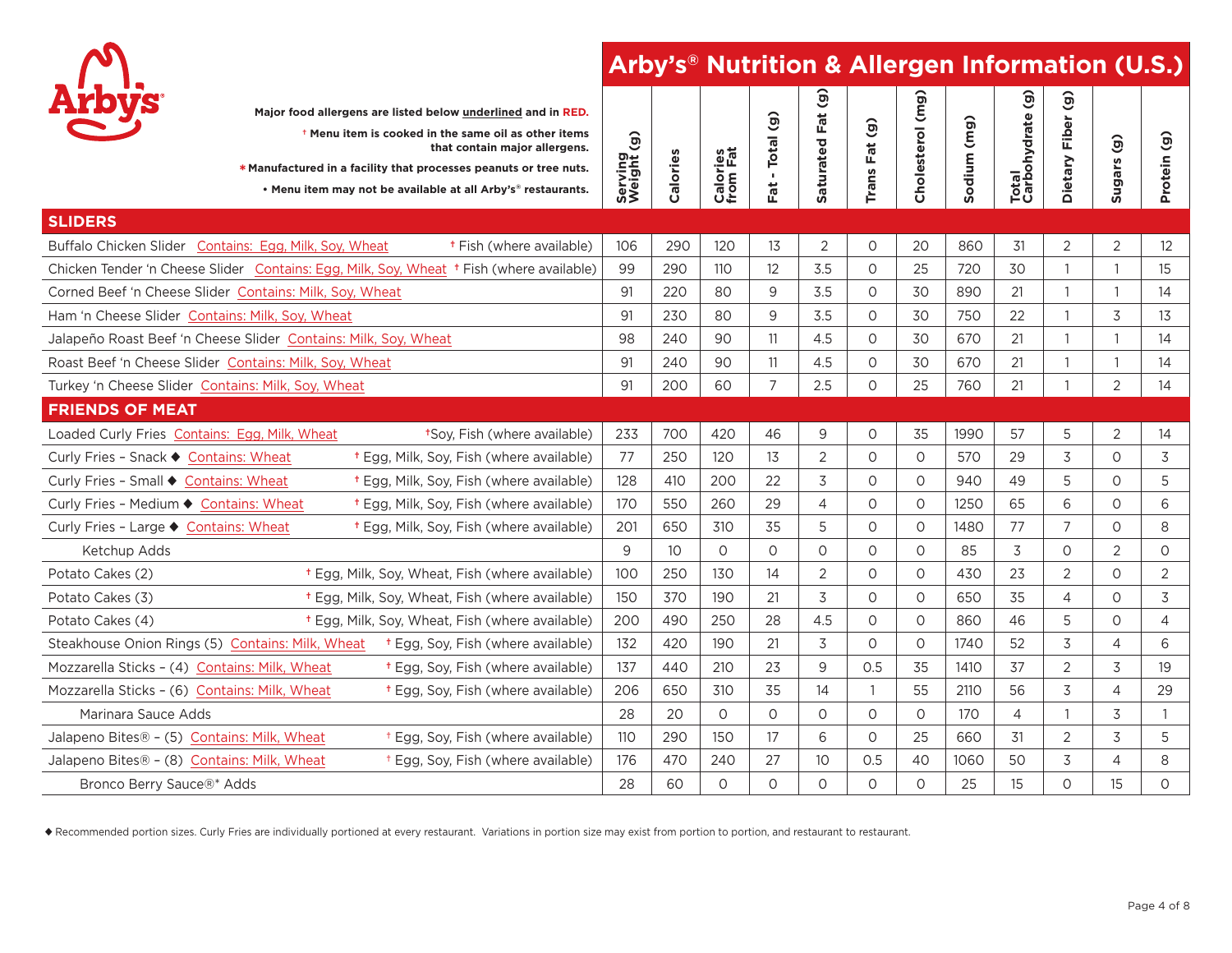# Arby's® Nutrition & Allergen Information (U.S.)

**Major food allergens are listed below underlined and in RED.**

† Menu item is cooked in the same oil as other items that contain major allergens.

* Manufactured in a facility that processes peanuts or tree nuts.

• Menu item may not be available at all Arby's® restaurants.

| Menu Item | Serving Weight (g) | Calories | Calories from Fat | Fat - Total (g) | Saturated Fat (g) | Trans Fat (g) | Cholesterol (mg) | Sodium (mg) | Total Carbohydrate (g) | Dietary Fiber (g) | Sugars (g) | Protein (g) |
|---|---|---|---|---|---|---|---|---|---|---|---|---|
| **SLIDERS** | | | | | | | | | | | | |
| Buffalo Chicken Slider Contains: Egg, Milk, Soy, Wheat † Fish (where available) | 106 | 290 | 120 | 13 | 2 | 0 | 20 | 860 | 31 | 2 | 2 | 12 |
| Chicken Tender 'n Cheese Slider Contains: Egg, Milk, Soy, Wheat † Fish (where available) | 99 | 290 | 110 | 12 | 3.5 | 0 | 25 | 720 | 30 | 1 | 1 | 15 |
| Corned Beef 'n Cheese Slider Contains: Milk, Soy, Wheat | 91 | 220 | 80 | 9 | 3.5 | 0 | 30 | 890 | 21 | 1 | 1 | 14 |
| Ham 'n Cheese Slider Contains: Milk, Soy, Wheat | 91 | 230 | 80 | 9 | 3.5 | 0 | 30 | 750 | 22 | 1 | 3 | 13 |
| Jalapeño Roast Beef 'n Cheese Slider Contains: Milk, Soy, Wheat | 98 | 240 | 90 | 11 | 4.5 | 0 | 30 | 670 | 21 | 1 | 1 | 14 |
| Roast Beef 'n Cheese Slider Contains: Milk, Soy, Wheat | 91 | 240 | 90 | 11 | 4.5 | 0 | 30 | 670 | 21 | 1 | 1 | 14 |
| Turkey 'n Cheese Slider Contains: Milk, Soy, Wheat | 91 | 200 | 60 | 7 | 2.5 | 0 | 25 | 760 | 21 | 1 | 2 | 14 |
| **FRIENDS OF MEAT** | | | | | | | | | | | | |
| Loaded Curly Fries Contains: Egg, Milk, Wheat †Soy, Fish (where available) | 233 | 700 | 420 | 46 | 9 | 0 | 35 | 1990 | 57 | 5 | 2 | 14 |
| Curly Fries - Snack ◆ Contains: Wheat † Egg, Milk, Soy, Fish (where available) | 77 | 250 | 120 | 13 | 2 | 0 | 0 | 570 | 29 | 3 | 0 | 3 |
| Curly Fries - Small ◆ Contains: Wheat † Egg, Milk, Soy, Fish (where available) | 128 | 410 | 200 | 22 | 3 | 0 | 0 | 940 | 49 | 5 | 0 | 5 |
| Curly Fries - Medium ◆ Contains: Wheat † Egg, Milk, Soy, Fish (where available) | 170 | 550 | 260 | 29 | 4 | 0 | 0 | 1250 | 65 | 6 | 0 | 6 |
| Curly Fries - Large ◆ Contains: Wheat † Egg, Milk, Soy, Fish (where available) | 201 | 650 | 310 | 35 | 5 | 0 | 0 | 1480 | 77 | 7 | 0 | 8 |
| Ketchup Adds | 9 | 10 | 0 | 0 | 0 | 0 | 0 | 85 | 3 | 0 | 2 | 0 |
| Potato Cakes (2) † Egg, Milk, Soy, Wheat, Fish (where available) | 100 | 250 | 130 | 14 | 2 | 0 | 0 | 430 | 23 | 2 | 0 | 2 |
| Potato Cakes (3) † Egg, Milk, Soy, Wheat, Fish (where available) | 150 | 370 | 190 | 21 | 3 | 0 | 0 | 650 | 35 | 4 | 0 | 3 |
| Potato Cakes (4) † Egg, Milk, Soy, Wheat, Fish (where available) | 200 | 490 | 250 | 28 | 4.5 | 0 | 0 | 860 | 46 | 5 | 0 | 4 |
| Steakhouse Onion Rings (5) Contains: Milk, Wheat † Egg, Soy, Fish (where available) | 132 | 420 | 190 | 21 | 3 | 0 | 0 | 1740 | 52 | 3 | 4 | 6 |
| Mozzarella Sticks - (4) Contains: Milk, Wheat † Egg, Soy, Fish (where available) | 137 | 440 | 210 | 23 | 9 | 0.5 | 35 | 1410 | 37 | 2 | 3 | 19 |
| Mozzarella Sticks - (6) Contains: Milk, Wheat † Egg, Soy, Fish (where available) | 206 | 650 | 310 | 35 | 14 | 1 | 55 | 2110 | 56 | 3 | 4 | 29 |
| Marinara Sauce Adds | 28 | 20 | 0 | 0 | 0 | 0 | 0 | 170 | 4 | 1 | 3 | 1 |
| Jalapeno Bites® - (5) Contains: Milk, Wheat † Egg, Soy, Fish (where available) | 110 | 290 | 150 | 17 | 6 | 0 | 25 | 660 | 31 | 2 | 3 | 5 |
| Jalapeno Bites® - (8) Contains: Milk, Wheat † Egg, Soy, Fish (where available) | 176 | 470 | 240 | 27 | 10 | 0.5 | 40 | 1060 | 50 | 3 | 4 | 8 |
| Bronco Berry Sauce®* Adds | 28 | 60 | 0 | 0 | 0 | 0 | 0 | 25 | 15 | 0 | 15 | 0 |

◆ Recommended portion sizes. Curly Fries are individually portioned at every restaurant. Variations in portion size may exist from portion to portion, and restaurant to restaurant.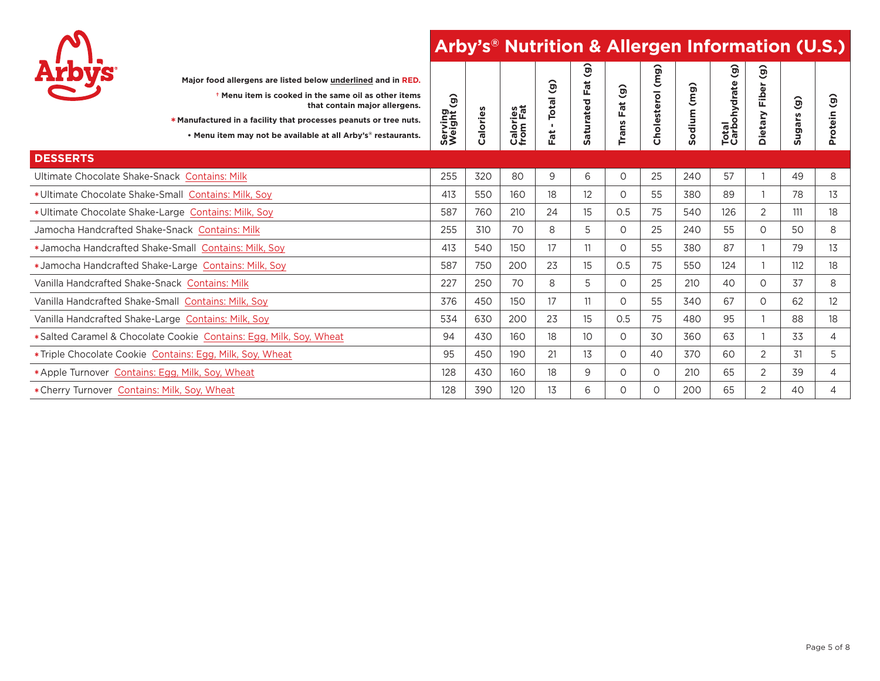# Arby's® Nutrition & Allergen Information (U.S.)

**Major food allergens are listed below underlined and in RED.**

**† Menu item is cooked in the same oil as other items that contain major allergens.**

**\* Manufactured in a facility that processes peanuts or tree nuts.**

**• Menu item may not be available at all Arby's® restaurants.**

| DESSERTS | Serving Weight (g) | Calories | Calories from Fat | Fat - Total (g) | Saturated Fat (g) | Trans Fat (g) | Cholesterol (mg) | Sodium (mg) | Total Carbohydrate (g) | Dietary Fiber (g) | Sugars (g) | Protein (g) |
|---|---|---|---|---|---|---|---|---|---|---|---|---|
| Ultimate Chocolate Shake-Snack Contains: Milk | 255 | 320 | 80 | 9 | 6 | 0 | 25 | 240 | 57 | 1 | 49 | 8 |
| *Ultimate Chocolate Shake-Small Contains: Milk, Soy | 413 | 550 | 160 | 18 | 12 | 0 | 55 | 380 | 89 | 1 | 78 | 13 |
| *Ultimate Chocolate Shake-Large Contains: Milk, Soy | 587 | 760 | 210 | 24 | 15 | 0.5 | 75 | 540 | 126 | 2 | 111 | 18 |
| Jamocha Handcrafted Shake-Snack Contains: Milk | 255 | 310 | 70 | 8 | 5 | 0 | 25 | 240 | 55 | 0 | 50 | 8 |
| *Jamocha Handcrafted Shake-Small Contains: Milk, Soy | 413 | 540 | 150 | 17 | 11 | 0 | 55 | 380 | 87 | 1 | 79 | 13 |
| *Jamocha Handcrafted Shake-Large Contains: Milk, Soy | 587 | 750 | 200 | 23 | 15 | 0.5 | 75 | 550 | 124 | 1 | 112 | 18 |
| Vanilla Handcrafted Shake-Snack Contains: Milk | 227 | 250 | 70 | 8 | 5 | 0 | 25 | 210 | 40 | 0 | 37 | 8 |
| Vanilla Handcrafted Shake-Small Contains: Milk, Soy | 376 | 450 | 150 | 17 | 11 | 0 | 55 | 340 | 67 | 0 | 62 | 12 |
| Vanilla Handcrafted Shake-Large Contains: Milk, Soy | 534 | 630 | 200 | 23 | 15 | 0.5 | 75 | 480 | 95 | 1 | 88 | 18 |
| *Salted Caramel & Chocolate Cookie Contains: Egg, Milk, Soy, Wheat | 94 | 430 | 160 | 18 | 10 | 0 | 30 | 360 | 63 | 1 | 33 | 4 |
| *Triple Chocolate Cookie Contains: Egg, Milk, Soy, Wheat | 95 | 450 | 190 | 21 | 13 | 0 | 40 | 370 | 60 | 2 | 31 | 5 |
| *Apple Turnover Contains: Egg, Milk, Soy, Wheat | 128 | 430 | 160 | 18 | 9 | 0 | 0 | 210 | 65 | 2 | 39 | 4 |
| *Cherry Turnover Contains: Milk, Soy, Wheat | 128 | 390 | 120 | 13 | 6 | 0 | 0 | 200 | 65 | 2 | 40 | 4 |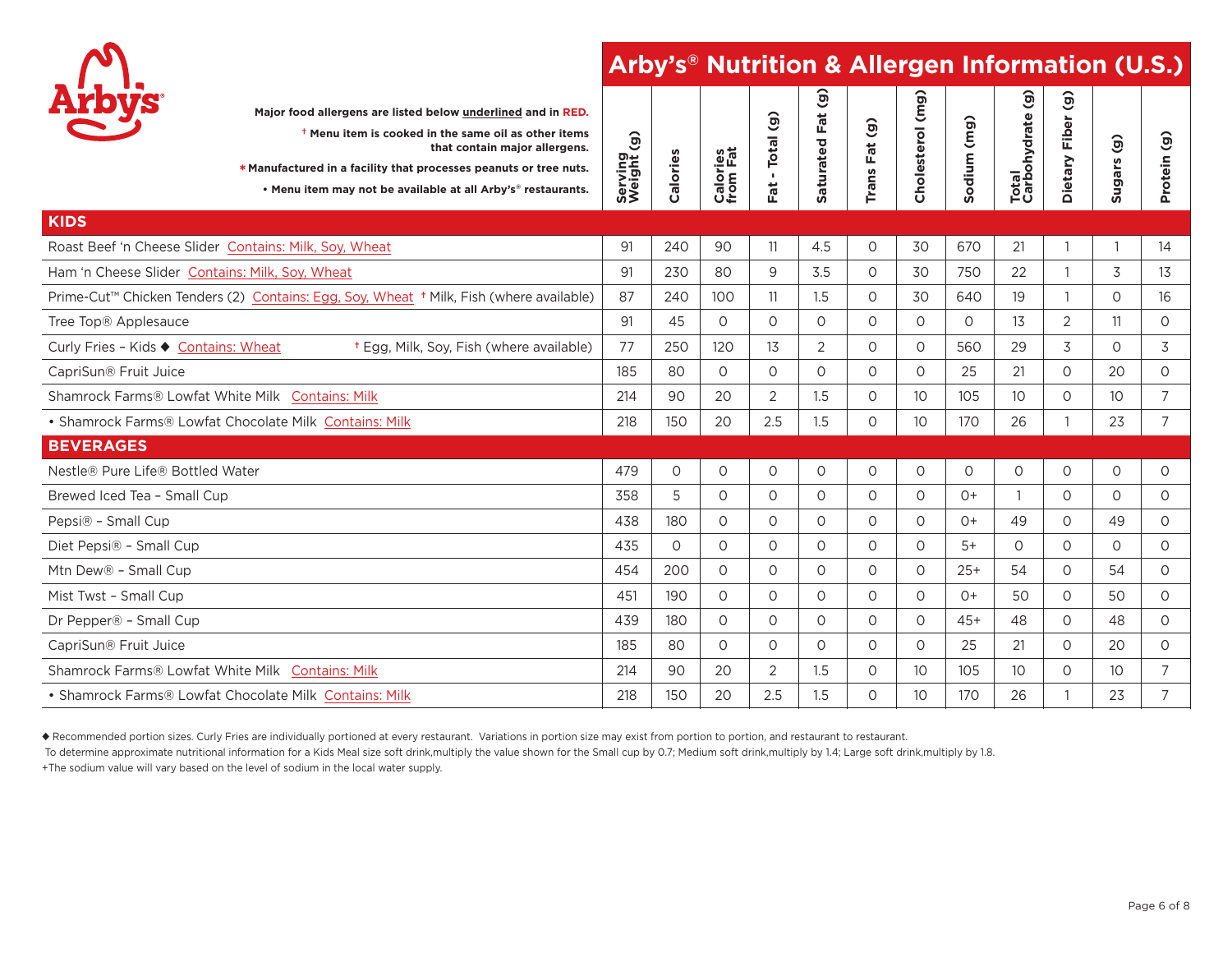# Arby's® Nutrition & Allergen Information (U.S.)

Major food allergens are listed below underlined and in RED.

† Menu item is cooked in the same oil as other items that contain major allergens.

* Manufactured in a facility that processes peanuts or tree nuts.

• Menu item may not be available at all Arby's® restaurants.

| | Serving Weight (g) | Calories | Calories from Fat | Fat - Total (g) | Saturated Fat (g) | Trans Fat (g) | Cholesterol (mg) | Sodium (mg) | Total Carbohydrate (g) | Dietary Fiber (g) | Sugars (g) | Protein (g) |
|---|---|---|---|---|---|---|---|---|---|---|---|---|
| **KIDS** | | | | | | | | | | | | |
| Roast Beef 'n Cheese Slider Contains: Milk, Soy, Wheat | 91 | 240 | 90 | 11 | 4.5 | 0 | 30 | 670 | 21 | 1 | 1 | 14 |
| Ham 'n Cheese Slider Contains: Milk, Soy, Wheat | 91 | 230 | 80 | 9 | 3.5 | 0 | 30 | 750 | 22 | 1 | 3 | 13 |
| Prime-Cut™ Chicken Tenders (2) Contains: Egg, Soy, Wheat † Milk, Fish (where available) | 87 | 240 | 100 | 11 | 1.5 | 0 | 30 | 640 | 19 | 1 | 0 | 16 |
| Tree Top® Applesauce | 91 | 45 | 0 | 0 | 0 | 0 | 0 | 0 | 13 | 2 | 11 | 0 |
| Curly Fries - Kids ◆ Contains: Wheat † Egg, Milk, Soy, Fish (where available) | 77 | 250 | 120 | 13 | 2 | 0 | 0 | 560 | 29 | 3 | 0 | 3 |
| CapriSun® Fruit Juice | 185 | 80 | 0 | 0 | 0 | 0 | 0 | 25 | 21 | 0 | 20 | 0 |
| Shamrock Farms® Lowfat White Milk Contains: Milk | 214 | 90 | 20 | 2 | 1.5 | 0 | 10 | 105 | 10 | 0 | 10 | 7 |
| • Shamrock Farms® Lowfat Chocolate Milk Contains: Milk | 218 | 150 | 20 | 2.5 | 1.5 | 0 | 10 | 170 | 26 | 1 | 23 | 7 |
| **BEVERAGES** | | | | | | | | | | | | |
| Nestle® Pure Life® Bottled Water | 479 | 0 | 0 | 0 | 0 | 0 | 0 | 0 | 0 | 0 | 0 | 0 |
| Brewed Iced Tea - Small Cup | 358 | 5 | 0 | 0 | 0 | 0 | 0 | 0+ | 1 | 0 | 0 | 0 |
| Pepsi® - Small Cup | 438 | 180 | 0 | 0 | 0 | 0 | 0 | 0+ | 49 | 0 | 49 | 0 |
| Diet Pepsi® - Small Cup | 435 | 0 | 0 | 0 | 0 | 0 | 0 | 5+ | 0 | 0 | 0 | 0 |
| Mtn Dew® - Small Cup | 454 | 200 | 0 | 0 | 0 | 0 | 0 | 25+ | 54 | 0 | 54 | 0 |
| Mist Twst - Small Cup | 451 | 190 | 0 | 0 | 0 | 0 | 0 | 0+ | 50 | 0 | 50 | 0 |
| Dr Pepper® - Small Cup | 439 | 180 | 0 | 0 | 0 | 0 | 0 | 45+ | 48 | 0 | 48 | 0 |
| CapriSun® Fruit Juice | 185 | 80 | 0 | 0 | 0 | 0 | 0 | 25 | 21 | 0 | 20 | 0 |
| Shamrock Farms® Lowfat White Milk Contains: Milk | 214 | 90 | 20 | 2 | 1.5 | 0 | 10 | 105 | 10 | 0 | 10 | 7 |
| • Shamrock Farms® Lowfat Chocolate Milk Contains: Milk | 218 | 150 | 20 | 2.5 | 1.5 | 0 | 10 | 170 | 26 | 1 | 23 | 7 |

◆ Recommended portion sizes. Curly Fries are individually portioned at every restaurant. Variations in portion size may exist from portion to portion, and restaurant to restaurant.

To determine approximate nutritional information for a Kids Meal size soft drink,multiply the value shown for the Small cup by 0.7; Medium soft drink,multiply by 1.4; Large soft drink,multiply by 1.8.

+The sodium value will vary based on the level of sodium in the local water supply.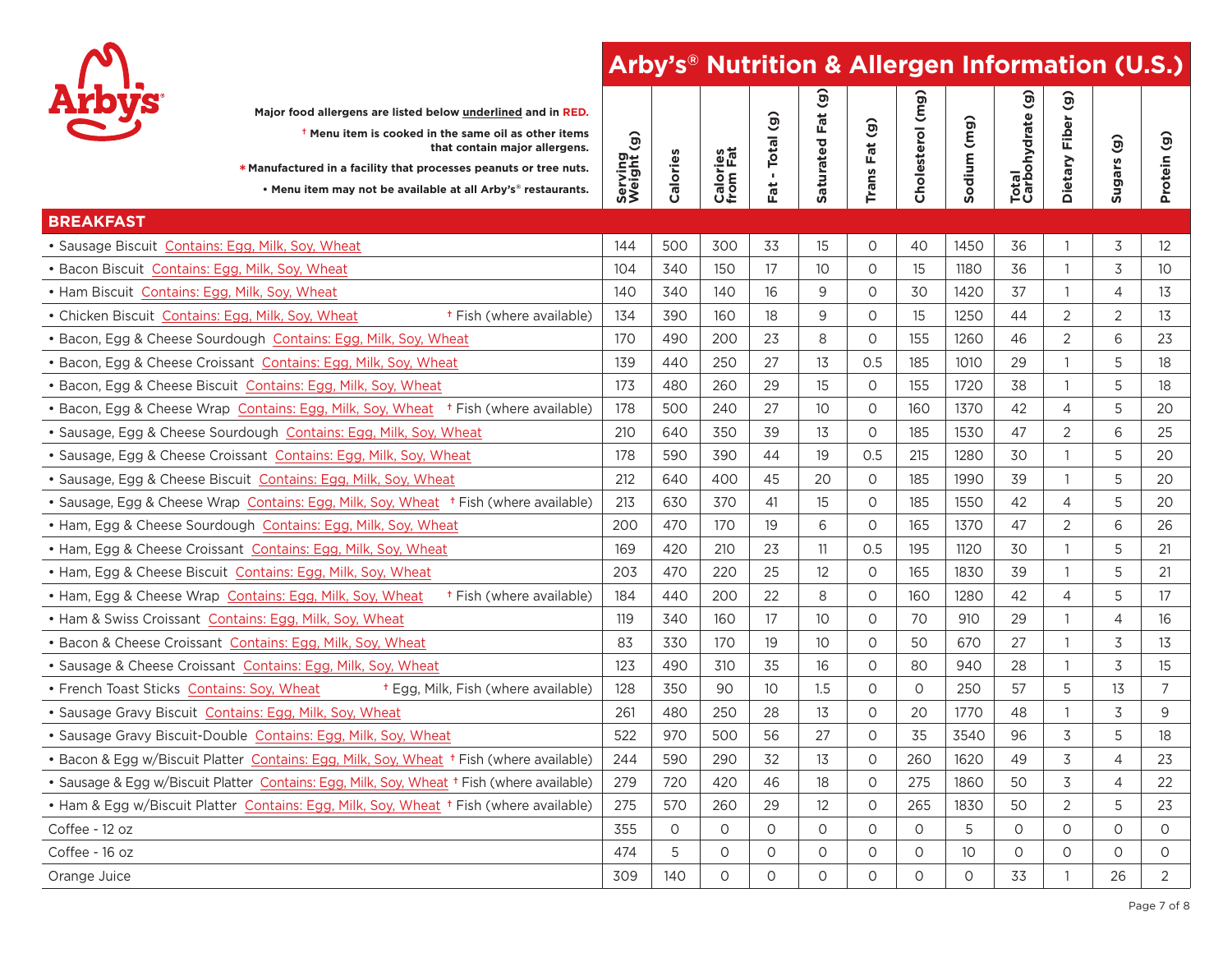# Arby's® Nutrition & Allergen Information (U.S.)

Major food allergens are listed below underlined and in RED.

† Menu item is cooked in the same oil as other items that contain major allergens.

\* Manufactured in a facility that processes peanuts or tree nuts.

• Menu item may not be available at all Arby's® restaurants.

| Item | Serving Weight (g) | Calories | Calories from Fat | Fat - Total (g) | Saturated Fat (g) | Trans Fat (g) | Cholesterol (mg) | Sodium (mg) | Total Carbohydrate (g) | Dietary Fiber (g) | Sugars (g) | Protein (g) |
|---|---|---|---|---|---|---|---|---|---|---|---|---|
| **BREAKFAST** | | | | | | | | | | | | |
| • Sausage Biscuit Contains: Egg, Milk, Soy, Wheat | 144 | 500 | 300 | 33 | 15 | 0 | 40 | 1450 | 36 | 1 | 3 | 12 |
| • Bacon Biscuit Contains: Egg, Milk, Soy, Wheat | 104 | 340 | 150 | 17 | 10 | 0 | 15 | 1180 | 36 | 1 | 3 | 10 |
| • Ham Biscuit Contains: Egg, Milk, Soy, Wheat | 140 | 340 | 140 | 16 | 9 | 0 | 30 | 1420 | 37 | 1 | 4 | 13 |
| • Chicken Biscuit Contains: Egg, Milk, Soy, Wheat † Fish (where available) | 134 | 390 | 160 | 18 | 9 | 0 | 15 | 1250 | 44 | 2 | 2 | 13 |
| • Bacon, Egg & Cheese Sourdough Contains: Egg, Milk, Soy, Wheat | 170 | 490 | 200 | 23 | 8 | 0 | 155 | 1260 | 46 | 2 | 6 | 23 |
| • Bacon, Egg & Cheese Croissant Contains: Egg, Milk, Soy, Wheat | 139 | 440 | 250 | 27 | 13 | 0.5 | 185 | 1010 | 29 | 1 | 5 | 18 |
| • Bacon, Egg & Cheese Biscuit Contains: Egg, Milk, Soy, Wheat | 173 | 480 | 260 | 29 | 15 | 0 | 155 | 1720 | 38 | 1 | 5 | 18 |
| • Bacon, Egg & Cheese Wrap Contains: Egg, Milk, Soy, Wheat † Fish (where available) | 178 | 500 | 240 | 27 | 10 | 0 | 160 | 1370 | 42 | 4 | 5 | 20 |
| • Sausage, Egg & Cheese Sourdough Contains: Egg, Milk, Soy, Wheat | 210 | 640 | 350 | 39 | 13 | 0 | 185 | 1530 | 47 | 2 | 6 | 25 |
| • Sausage, Egg & Cheese Croissant Contains: Egg, Milk, Soy, Wheat | 178 | 590 | 390 | 44 | 19 | 0.5 | 215 | 1280 | 30 | 1 | 5 | 20 |
| • Sausage, Egg & Cheese Biscuit Contains: Egg, Milk, Soy, Wheat | 212 | 640 | 400 | 45 | 20 | 0 | 185 | 1990 | 39 | 1 | 5 | 20 |
| • Sausage, Egg & Cheese Wrap Contains: Egg, Milk, Soy, Wheat † Fish (where available) | 213 | 630 | 370 | 41 | 15 | 0 | 185 | 1550 | 42 | 4 | 5 | 20 |
| • Ham, Egg & Cheese Sourdough Contains: Egg, Milk, Soy, Wheat | 200 | 470 | 170 | 19 | 6 | 0 | 165 | 1370 | 47 | 2 | 6 | 26 |
| • Ham, Egg & Cheese Croissant Contains: Egg, Milk, Soy, Wheat | 169 | 420 | 210 | 23 | 11 | 0.5 | 195 | 1120 | 30 | 1 | 5 | 21 |
| • Ham, Egg & Cheese Biscuit Contains: Egg, Milk, Soy, Wheat | 203 | 470 | 220 | 25 | 12 | 0 | 165 | 1830 | 39 | 1 | 5 | 21 |
| • Ham, Egg & Cheese Wrap Contains: Egg, Milk, Soy, Wheat † Fish (where available) | 184 | 440 | 200 | 22 | 8 | 0 | 160 | 1280 | 42 | 4 | 5 | 17 |
| • Ham & Swiss Croissant Contains: Egg, Milk, Soy, Wheat | 119 | 340 | 160 | 17 | 10 | 0 | 70 | 910 | 29 | 1 | 4 | 16 |
| • Bacon & Cheese Croissant Contains: Egg, Milk, Soy, Wheat | 83 | 330 | 170 | 19 | 10 | 0 | 50 | 670 | 27 | 1 | 3 | 13 |
| • Sausage & Cheese Croissant Contains: Egg, Milk, Soy, Wheat | 123 | 490 | 310 | 35 | 16 | 0 | 80 | 940 | 28 | 1 | 3 | 15 |
| • French Toast Sticks Contains: Soy, Wheat † Egg, Milk, Fish (where available) | 128 | 350 | 90 | 10 | 1.5 | 0 | 0 | 250 | 57 | 5 | 13 | 7 |
| • Sausage Gravy Biscuit Contains: Egg, Milk, Soy, Wheat | 261 | 480 | 250 | 28 | 13 | 0 | 20 | 1770 | 48 | 1 | 3 | 9 |
| • Sausage Gravy Biscuit-Double Contains: Egg, Milk, Soy, Wheat | 522 | 970 | 500 | 56 | 27 | 0 | 35 | 3540 | 96 | 3 | 5 | 18 |
| • Bacon & Egg w/Biscuit Platter Contains: Egg, Milk, Soy, Wheat † Fish (where available) | 244 | 590 | 290 | 32 | 13 | 0 | 260 | 1620 | 49 | 3 | 4 | 23 |
| • Sausage & Egg w/Biscuit Platter Contains: Egg, Milk, Soy, Wheat † Fish (where available) | 279 | 720 | 420 | 46 | 18 | 0 | 275 | 1860 | 50 | 3 | 4 | 22 |
| • Ham & Egg w/Biscuit Platter Contains: Egg, Milk, Soy, Wheat † Fish (where available) | 275 | 570 | 260 | 29 | 12 | 0 | 265 | 1830 | 50 | 2 | 5 | 23 |
| Coffee - 12 oz | 355 | 0 | 0 | 0 | 0 | 0 | 0 | 5 | 0 | 0 | 0 | 0 |
| Coffee - 16 oz | 474 | 5 | 0 | 0 | 0 | 0 | 0 | 10 | 0 | 0 | 0 | 0 |
| Orange Juice | 309 | 140 | 0 | 0 | 0 | 0 | 0 | 0 | 33 | 1 | 26 | 2 |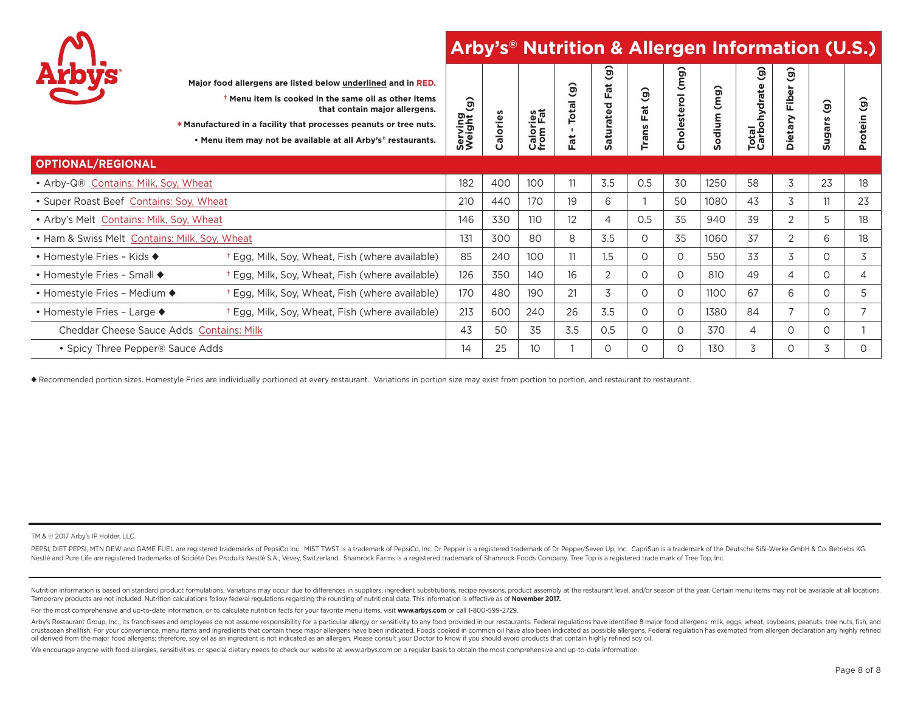# Arby's® Nutrition & Allergen Information (U.S.)

Major food allergens are listed below underlined and in RED.

† Menu item is cooked in the same oil as other items that contain major allergens.

* Manufactured in a facility that processes peanuts or tree nuts.

• Menu item may not be available at all Arby's® restaurants.

| | Serving Weight (g) | Calories | Calories from Fat | Fat - Total (g) | Saturated Fat (g) | Trans Fat (g) | Cholesterol (mg) | Sodium (mg) | Total Carbohydrate (g) | Dietary Fiber (g) | Sugars (g) | Protein (g) |
|---|---|---|---|---|---|---|---|---|---|---|---|---|
| **OPTIONAL/REGIONAL** | | | | | | | | | | | | |
| • Arby-Q® Contains: Milk, Soy, Wheat | 182 | 400 | 100 | 11 | 3.5 | 0.5 | 30 | 1250 | 58 | 3 | 23 | 18 |
| • Super Roast Beef Contains: Soy, Wheat | 210 | 440 | 170 | 19 | 6 | 1 | 50 | 1080 | 43 | 3 | 11 | 23 |
| • Arby's Melt Contains: Milk, Soy, Wheat | 146 | 330 | 110 | 12 | 4 | 0.5 | 35 | 940 | 39 | 2 | 5 | 18 |
| • Ham & Swiss Melt Contains: Milk, Soy, Wheat | 131 | 300 | 80 | 8 | 3.5 | 0 | 35 | 1060 | 37 | 2 | 6 | 18 |
| • Homestyle Fries – Kids ◆ † Egg, Milk, Soy, Wheat, Fish (where available) | 85 | 240 | 100 | 11 | 1.5 | 0 | 0 | 550 | 33 | 3 | 0 | 3 |
| • Homestyle Fries – Small ◆ † Egg, Milk, Soy, Wheat, Fish (where available) | 126 | 350 | 140 | 16 | 2 | 0 | 0 | 810 | 49 | 4 | 0 | 4 |
| • Homestyle Fries – Medium ◆ † Egg, Milk, Soy, Wheat, Fish (where available) | 170 | 480 | 190 | 21 | 3 | 0 | 0 | 1100 | 67 | 6 | 0 | 5 |
| • Homestyle Fries – Large ◆ † Egg, Milk, Soy, Wheat, Fish (where available) | 213 | 600 | 240 | 26 | 3.5 | 0 | 0 | 1380 | 84 | 7 | 0 | 7 |
| Cheddar Cheese Sauce Adds Contains: Milk | 43 | 50 | 35 | 3.5 | 0.5 | 0 | 0 | 370 | 4 | 0 | 0 | 1 |
| • Spicy Three Pepper® Sauce Adds | 14 | 25 | 10 | 1 | 0 | 0 | 0 | 130 | 3 | 0 | 3 | 0 |

◆ Recommended portion sizes. Homestyle Fries are individually portioned at every restaurant. Variations in portion size may exist from portion to portion, and restaurant to restaurant.

TM & © 2017 Arby's IP Holder, LLC.

PEPSI, DIET PEPSI, MTN DEW and GAME FUEL are registered trademarks of PepsiCo Inc. MIST TWST is a trademark of PepsiCo, Inc. Dr Pepper is a registered trademark of Dr Pepper/Seven Up, Inc. CapriSun is a trademark of the Deutsche SiSi-Werke GmbH & Co. Betriebs KG. Nestlé and Pure Life are registered trademarks of Société Des Produits Nestlé S.A., Vevey, Switzerland. Shamrock Farms is a registered trademark of Shamrock Foods Company. Tree Top is a registered trade mark of Tree Top, Inc.

Nutrition information is based on standard product formulations. Variations may occur due to differences in suppliers, ingredient substitutions, recipe revisions, product assembly at the restaurant level, and/or season of the year. Certain menu items may not be available at all locations. Temporary products are not included. Nutrition calculations follow federal regulations regarding the rounding of nutritional data. This information is effective as of **November 2017.**

For the most comprehensive and up-to-date information, or to calculate nutrition facts for your favorite menu items, visit **www.arbys.com** or call 1-800-599-2729.

Arby's Restaurant Group, Inc., its franchisees and employees do not assume responsibility for a particular allergy or sensitivity to any food provided in our restaurants. Federal regulations have identified 8 major food allergens: milk, eggs, wheat, soybeans, peanuts, tree nuts, fish, and crustacean shellfish. For your convenience, menu items and ingredients that contain these major allergens have been indicated. Foods cooked in common oil have also been indicated as possible allergens. Federal regulation has exempted from allergen declaration any highly refined oil derived from the major food allergens; therefore, soy oil as an ingredient is not indicated as an allergen. Please consult your Doctor to know if you should avoid products that contain highly refined soy oil.

We encourage anyone with food allergies, sensitivities, or special dietary needs to check our website at www.arbys.com on a regular basis to obtain the most comprehensive and up-to-date information.